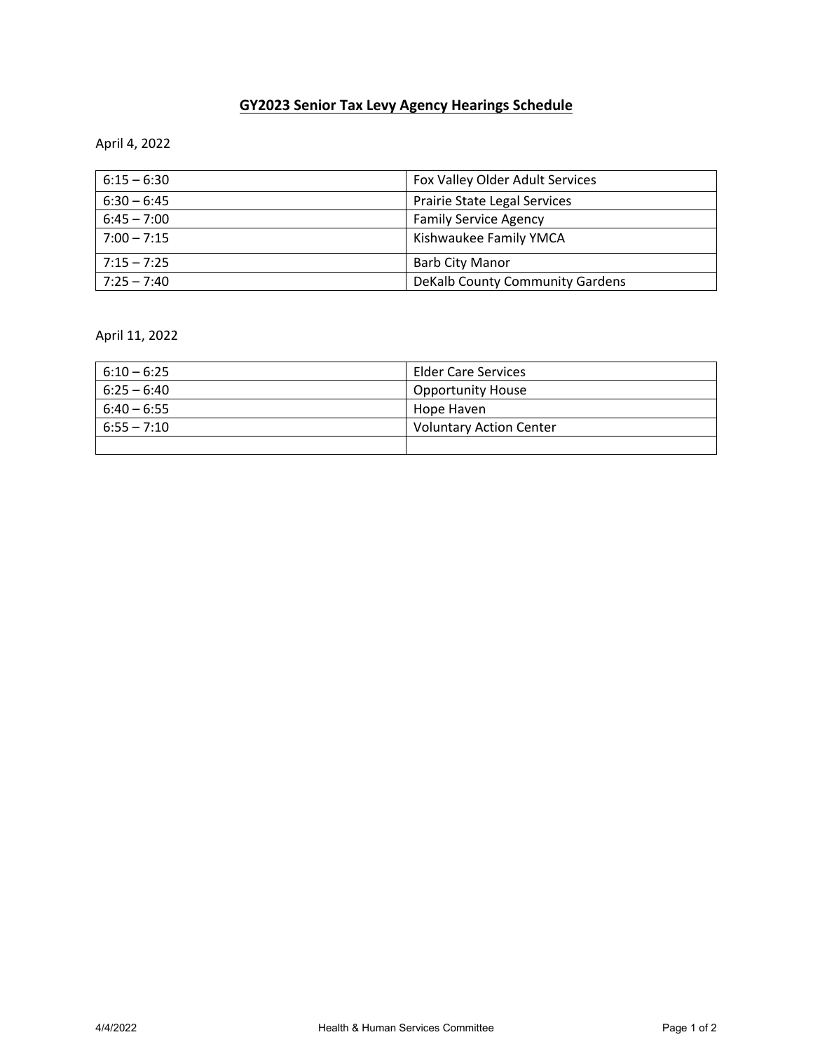# GY2023 Senior Tax Levy Agency Hearings Schedule

April 4, 2022

| | |
|---|---|
| 6:15 – 6:30 | Fox Valley Older Adult Services |
| 6:30 – 6:45 | Prairie State Legal Services |
| 6:45 – 7:00 | Family Service Agency |
| 7:00 – 7:15 | Kishwaukee Family YMCA |
| 7:15 – 7:25 | Barb City Manor |
| 7:25 – 7:40 | DeKalb County Community Gardens |

April 11, 2022

| | |
|---|---|
| 6:10 – 6:25 | Elder Care Services |
| 6:25 – 6:40 | Opportunity House |
| 6:40 – 6:55 | Hope Haven |
| 6:55 – 7:10 | Voluntary Action Center |
| | |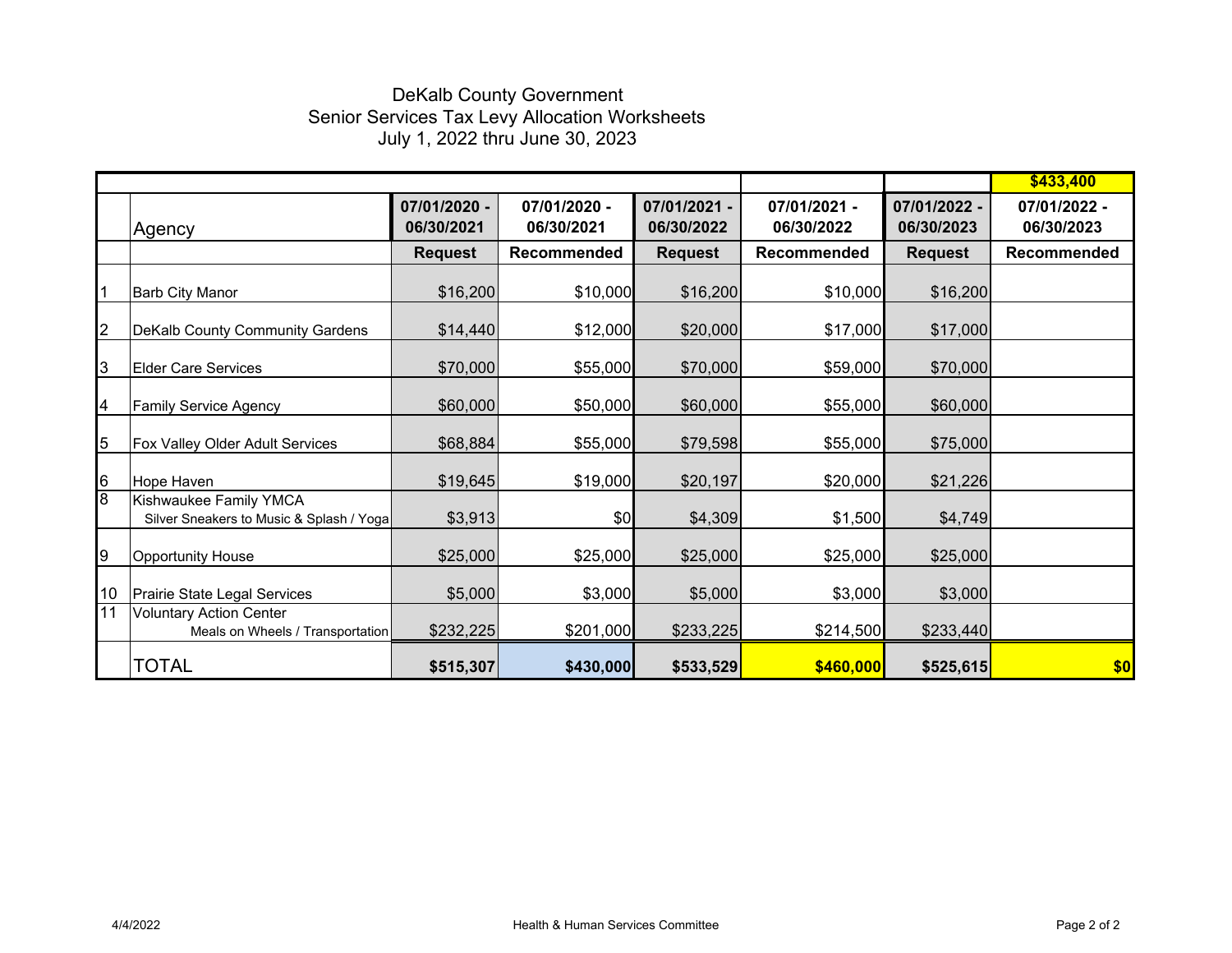DeKalb County Government
Senior Services Tax Levy Allocation Worksheets
July 1, 2022 thru June 30, 2023

| | | | | | | | $433,400 |
|---|---|---|---|---|---|---|---|
| | Agency | 07/01/2020 - 06/30/2021 | 07/01/2020 - 06/30/2021 | 07/01/2021 - 06/30/2022 | 07/01/2021 - 06/30/2022 | 07/01/2022 - 06/30/2023 | 07/01/2022 - 06/30/2023 |
| | | **Request** | **Recommended** | **Request** | **Recommended** | **Request** | **Recommended** |
| 1 | Barb City Manor | $16,200 | $10,000 | $16,200 | $10,000 | $16,200 | |
| 2 | DeKalb County Community Gardens | $14,440 | $12,000 | $20,000 | $17,000 | $17,000 | |
| 3 | Elder Care Services | $70,000 | $55,000 | $70,000 | $59,000 | $70,000 | |
| 4 | Family Service Agency | $60,000 | $50,000 | $60,000 | $55,000 | $60,000 | |
| 5 | Fox Valley Older Adult Services | $68,884 | $55,000 | $79,598 | $55,000 | $75,000 | |
| 6 | Hope Haven | $19,645 | $19,000 | $20,197 | $20,000 | $21,226 | |
| 8 | Kishwaukee Family YMCA Silver Sneakers to Music & Splash / Yoga | $3,913 | $0 | $4,309 | $1,500 | $4,749 | |
| 9 | Opportunity House | $25,000 | $25,000 | $25,000 | $25,000 | $25,000 | |
| 10 | Prairie State Legal Services | $5,000 | $3,000 | $5,000 | $3,000 | $3,000 | |
| 11 | Voluntary Action Center Meals on Wheels / Transportation | $232,225 | $201,000 | $233,225 | $214,500 | $233,440 | |
| | **TOTAL** | **$515,307** | **$430,000** | **$533,529** | **$460,000** | **$525,615** | **$0** |

4/4/2022 Health & Human Services Committee